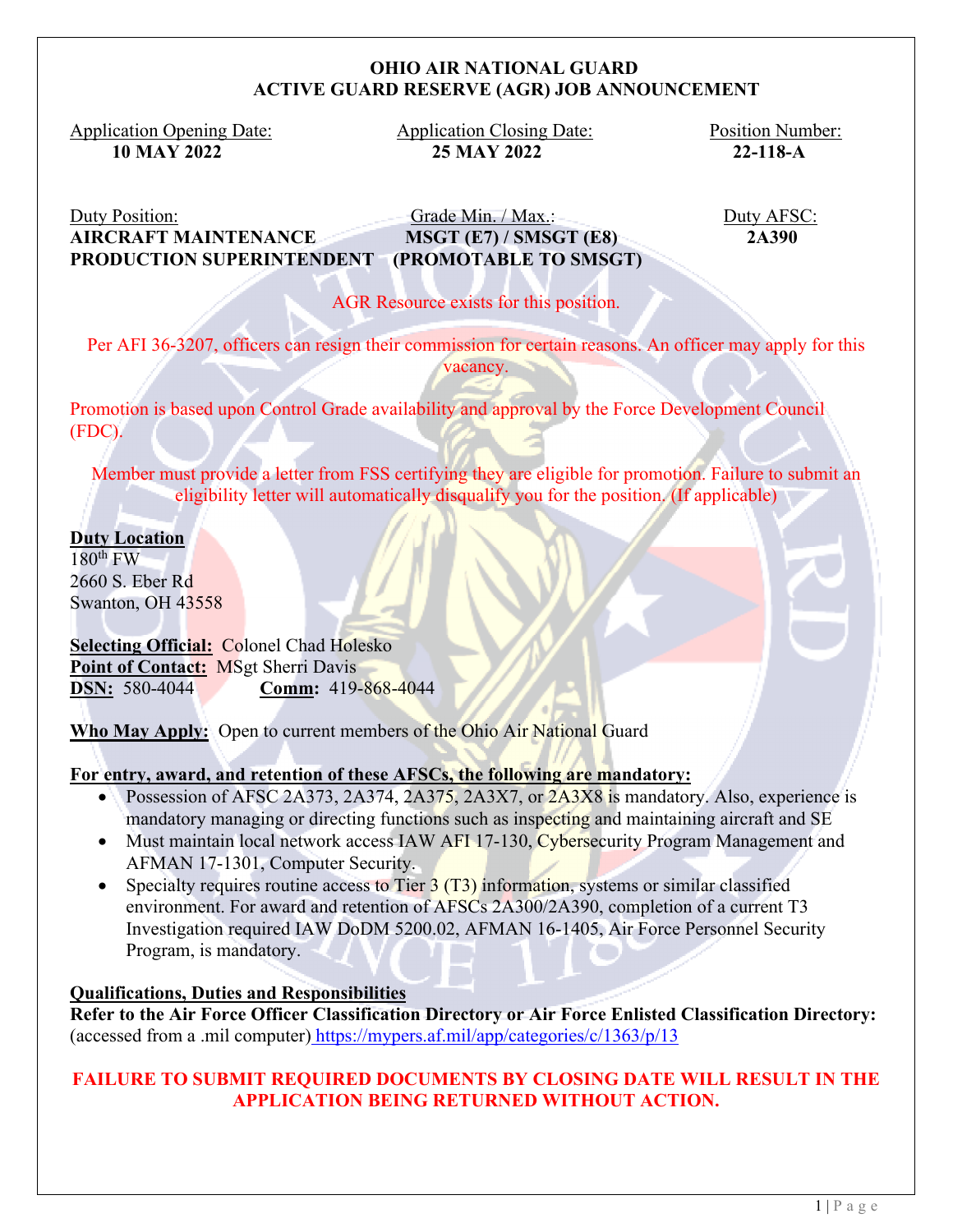# OHIO AIR NATIONAL GUARD
## ACTIVE GUARD RESERVE (AGR) JOB ANNOUNCEMENT

| Application Opening Date: | Application Closing Date: | Position Number: |
|---|---|---|
| **10 MAY 2022** | **25 MAY 2022** | **22-118-A** |

| Duty Position: | Grade Min. / Max.: | Duty AFSC: |
|---|---|---|
| **AIRCRAFT MAINTENANCE PRODUCTION SUPERINTENDENT** | **MSGT (E7) / SMSGT (E8) (PROMOTABLE TO SMSGT)** | **2A390** |

AGR Resource exists for this position.

Per AFI 36-3207, officers can resign their commission for certain reasons. An officer may apply for this vacancy.

Promotion is based upon Control Grade availability and approval by the Force Development Council (FDC).

Member must provide a letter from FSS certifying they are eligible for promotion. Failure to submit an eligibility letter will automatically disqualify you for the position. (If applicable)

**Duty Location**
180th FW
2660 S. Eber Rd
Swanton, OH 43558

**Selecting Official:** Colonel Chad Holesko
**Point of Contact:** MSgt Sherri Davis
**DSN:** 580-4044 **Comm:** 419-868-4044

**Who May Apply:** Open to current members of the Ohio Air National Guard

**For entry, award, and retention of these AFSCs, the following are mandatory:**

- Possession of AFSC 2A373, 2A374, 2A375, 2A3X7, or 2A3X8 is mandatory. Also, experience is mandatory managing or directing functions such as inspecting and maintaining aircraft and SE
- Must maintain local network access IAW AFI 17-130, Cybersecurity Program Management and AFMAN 17-1301, Computer Security.
- Specialty requires routine access to Tier 3 (T3) information, systems or similar classified environment. For award and retention of AFSCs 2A300/2A390, completion of a current T3 Investigation required IAW DoDM 5200.02, AFMAN 16-1405, Air Force Personnel Security Program, is mandatory.

**Qualifications, Duties and Responsibilities**
**Refer to the Air Force Officer Classification Directory or Air Force Enlisted Classification Directory:** (accessed from a .mil computer) https://mypers.af.mil/app/categories/c/1363/p/13

**FAILURE TO SUBMIT REQUIRED DOCUMENTS BY CLOSING DATE WILL RESULT IN THE APPLICATION BEING RETURNED WITHOUT ACTION.**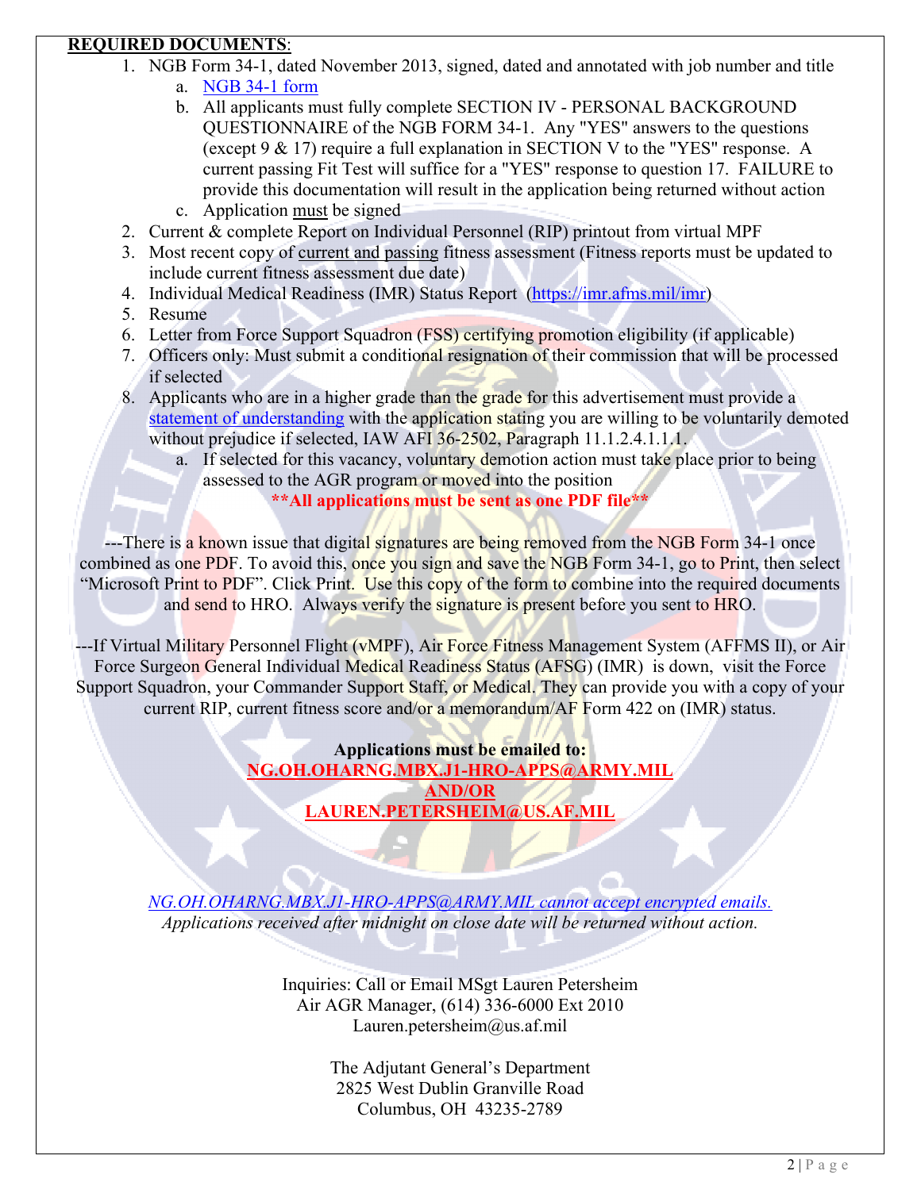**REQUIRED DOCUMENTS**:

1. NGB Form 34-1, dated November 2013, signed, dated and annotated with job number and title
   a. NGB 34-1 form
   b. All applicants must fully complete SECTION IV - PERSONAL BACKGROUND QUESTIONNAIRE of the NGB FORM 34-1. Any "YES" answers to the questions (except 9 & 17) require a full explanation in SECTION V to the "YES" response. A current passing Fit Test will suffice for a "YES" response to question 17. FAILURE to provide this documentation will result in the application being returned without action
   c. Application must be signed
2. Current & complete Report on Individual Personnel (RIP) printout from virtual MPF
3. Most recent copy of current and passing fitness assessment (Fitness reports must be updated to include current fitness assessment due date)
4. Individual Medical Readiness (IMR) Status Report (https://imr.afms.mil/imr)
5. Resume
6. Letter from Force Support Squadron (FSS) certifying promotion eligibility (if applicable)
7. Officers only: Must submit a conditional resignation of their commission that will be processed if selected
8. Applicants who are in a higher grade than the grade for this advertisement must provide a statement of understanding with the application stating you are willing to be voluntarily demoted without prejudice if selected, IAW AFI 36-2502, Paragraph 11.1.2.4.1.1.1.
   a. If selected for this vacancy, voluntary demotion action must take place prior to being assessed to the AGR program or moved into the position

**\*\*All applications must be sent as one PDF file\*\***

---There is a known issue that digital signatures are being removed from the NGB Form 34-1 once combined as one PDF. To avoid this, once you sign and save the NGB Form 34-1, go to Print, then select "Microsoft Print to PDF". Click Print. Use this copy of the form to combine into the required documents and send to HRO. Always verify the signature is present before you sent to HRO.

---If Virtual Military Personnel Flight (vMPF), Air Force Fitness Management System (AFFMS II), or Air Force Surgeon General Individual Medical Readiness Status (AFSG) (IMR) is down, visit the Force Support Squadron, your Commander Support Staff, or Medical. They can provide you with a copy of your current RIP, current fitness score and/or a memorandum/AF Form 422 on (IMR) status.

**Applications must be emailed to:**
**NG.OH.OHARNG.MBX.J1-HRO-APPS@ARMY.MIL**
**AND/OR**
**LAUREN.PETERSHEIM@US.AF.MIL**

*NG.OH.OHARNG.MBX.J1-HRO-APPS@ARMY.MIL cannot accept encrypted emails.*
*Applications received after midnight on close date will be returned without action.*

Inquiries: Call or Email MSgt Lauren Petersheim
Air AGR Manager, (614) 336-6000 Ext 2010
Lauren.petersheim@us.af.mil

The Adjutant General's Department
2825 West Dublin Granville Road
Columbus, OH 43235-2789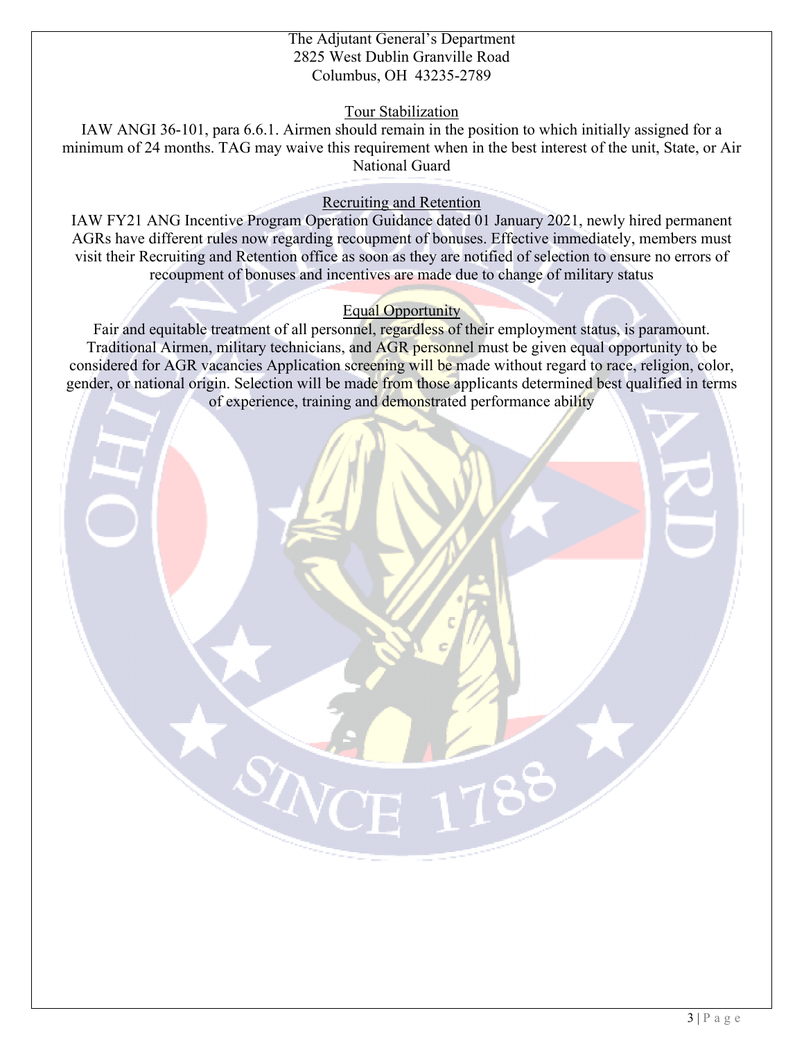The Adjutant General's Department
2825 West Dublin Granville Road
Columbus, OH 43235-2789

## Tour Stabilization

IAW ANGI 36-101, para 6.6.1. Airmen should remain in the position to which initially assigned for a minimum of 24 months. TAG may waive this requirement when in the best interest of the unit, State, or Air National Guard

## Recruiting and Retention

IAW FY21 ANG Incentive Program Operation Guidance dated 01 January 2021, newly hired permanent AGRs have different rules now regarding recoupment of bonuses. Effective immediately, members must visit their Recruiting and Retention office as soon as they are notified of selection to ensure no errors of recoupment of bonuses and incentives are made due to change of military status

## Equal Opportunity

Fair and equitable treatment of all personnel, regardless of their employment status, is paramount. Traditional Airmen, military technicians, and AGR personnel must be given equal opportunity to be considered for AGR vacancies Application screening will be made without regard to race, religion, color, gender, or national origin. Selection will be made from those applicants determined best qualified in terms of experience, training and demonstrated performance ability